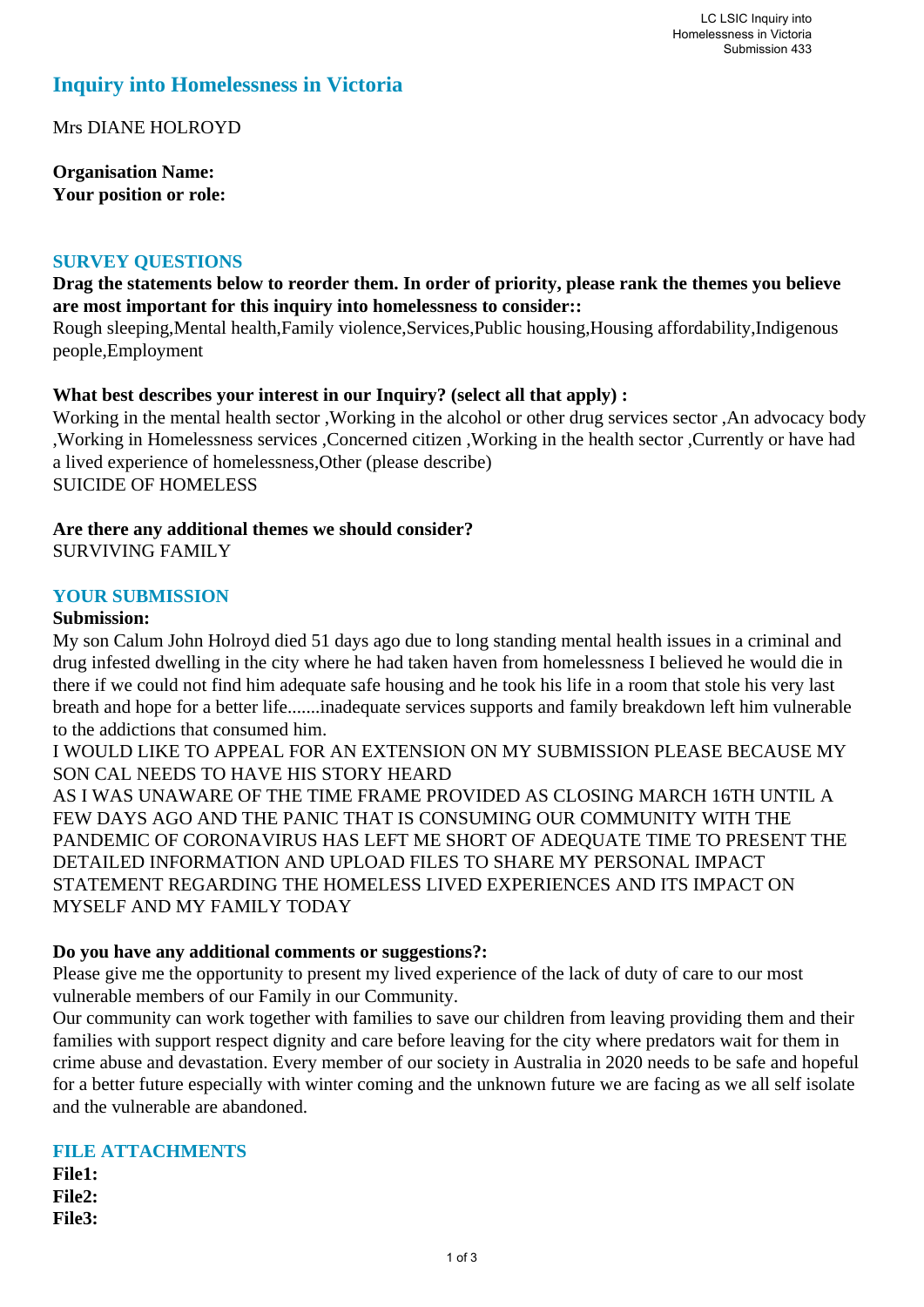# Inquiry into Homelessness in Victoria

Mrs DIANE HOLROYD

**Organisation Name:**
**Your position or role:**

## SURVEY QUESTIONS

**Drag the statements below to reorder them. In order of priority, please rank the themes you believe are most important for this inquiry into homelessness to consider::**
Rough sleeping,Mental health,Family violence,Services,Public housing,Housing affordability,Indigenous people,Employment

**What best describes your interest in our Inquiry? (select all that apply) :**
Working in the mental health sector ,Working in the alcohol or other drug services sector ,An advocacy body ,Working in Homelessness services ,Concerned citizen ,Working in the health sector ,Currently or have had a lived experience of homelessness,Other (please describe)
SUICIDE OF HOMELESS

**Are there any additional themes we should consider?**
SURVIVING FAMILY

## YOUR SUBMISSION

**Submission:**
My son Calum John Holroyd died 51 days ago due to long standing mental health issues in a criminal and drug infested dwelling in the city where he had taken haven from homelessness I believed he would die in there if we could not find him adequate safe housing and he took his life in a room that stole his very last breath and hope for a better life.......inadequate services supports and family breakdown left him vulnerable to the addictions that consumed him.
I WOULD LIKE TO APPEAL FOR AN EXTENSION ON MY SUBMISSION PLEASE BECAUSE MY SON CAL NEEDS TO HAVE HIS STORY HEARD
AS I WAS UNAWARE OF THE TIME FRAME PROVIDED AS CLOSING MARCH 16TH UNTIL A FEW DAYS AGO AND THE PANIC THAT IS CONSUMING OUR COMMUNITY WITH THE PANDEMIC OF CORONAVIRUS HAS LEFT ME SHORT OF ADEQUATE TIME TO PRESENT THE DETAILED INFORMATION AND UPLOAD FILES TO SHARE MY PERSONAL IMPACT STATEMENT REGARDING THE HOMELESS LIVED EXPERIENCES AND ITS IMPACT ON MYSELF AND MY FAMILY TODAY

**Do you have any additional comments or suggestions?:**
Please give me the opportunity to present my lived experience of the lack of duty of care to our most vulnerable members of our Family in our Community.
Our community can work together with families to save our children from leaving providing them and their families with support respect dignity and care before leaving for the city where predators wait for them in crime abuse and devastation. Every member of our society in Australia in 2020 needs to be safe and hopeful for a better future especially with winter coming and the unknown future we are facing as we all self isolate and the vulnerable are abandoned.

## FILE ATTACHMENTS

**File1:**
**File2:**
**File3:**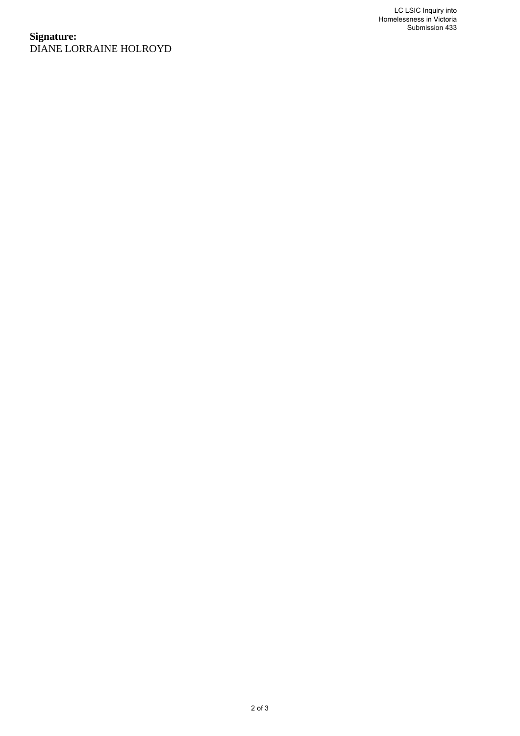**Signature:**
DIANE LORRAINE HOLROYD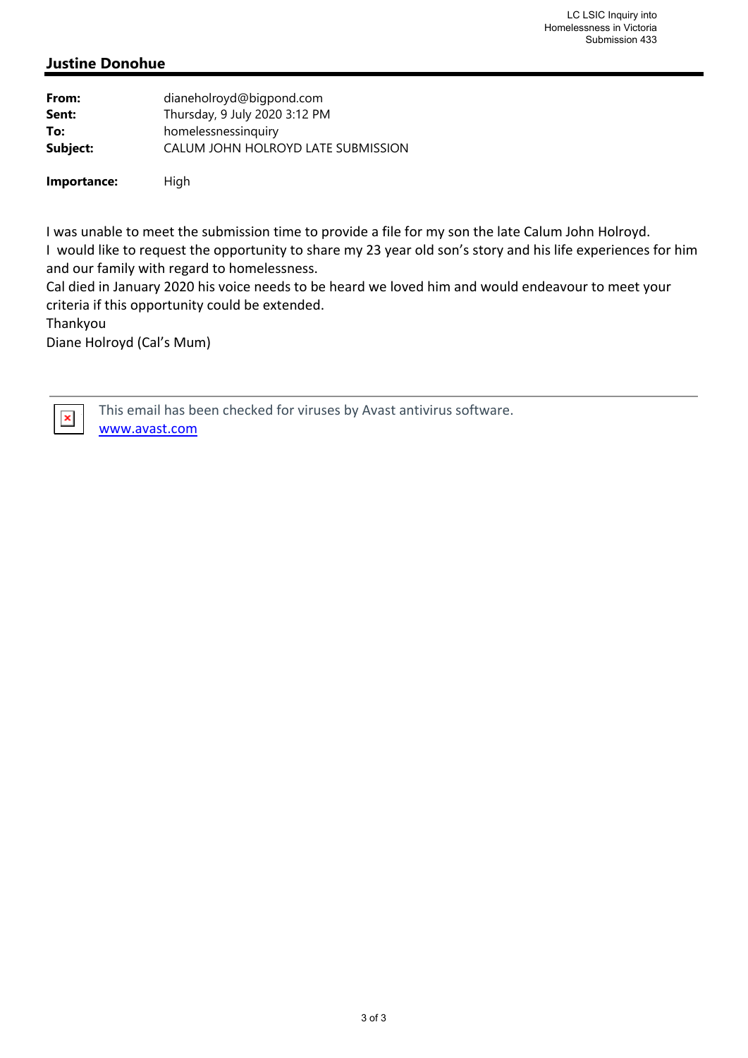LC LSIC Inquiry into
Homelessness in Victoria
Submission 433

## Justine Donohue

| | |
|---|---|
| **From:** | dianeholroyd@bigpond.com |
| **Sent:** | Thursday, 9 July 2020 3:12 PM |
| **To:** | homelessnessinquiry |
| **Subject:** | CALUM JOHN HOLROYD LATE SUBMISSION |
| **Importance:** | High |

I was unable to meet the submission time to provide a file for my son the late Calum John Holroyd.
I would like to request the opportunity to share my 23 year old son's story and his life experiences for him and our family with regard to homelessness.
Cal died in January 2020 his voice needs to be heard we loved him and would endeavour to meet your criteria if this opportunity could be extended.
Thankyou
Diane Holroyd (Cal's Mum)

---

This email has been checked for viruses by Avast antivirus software.
www.avast.com